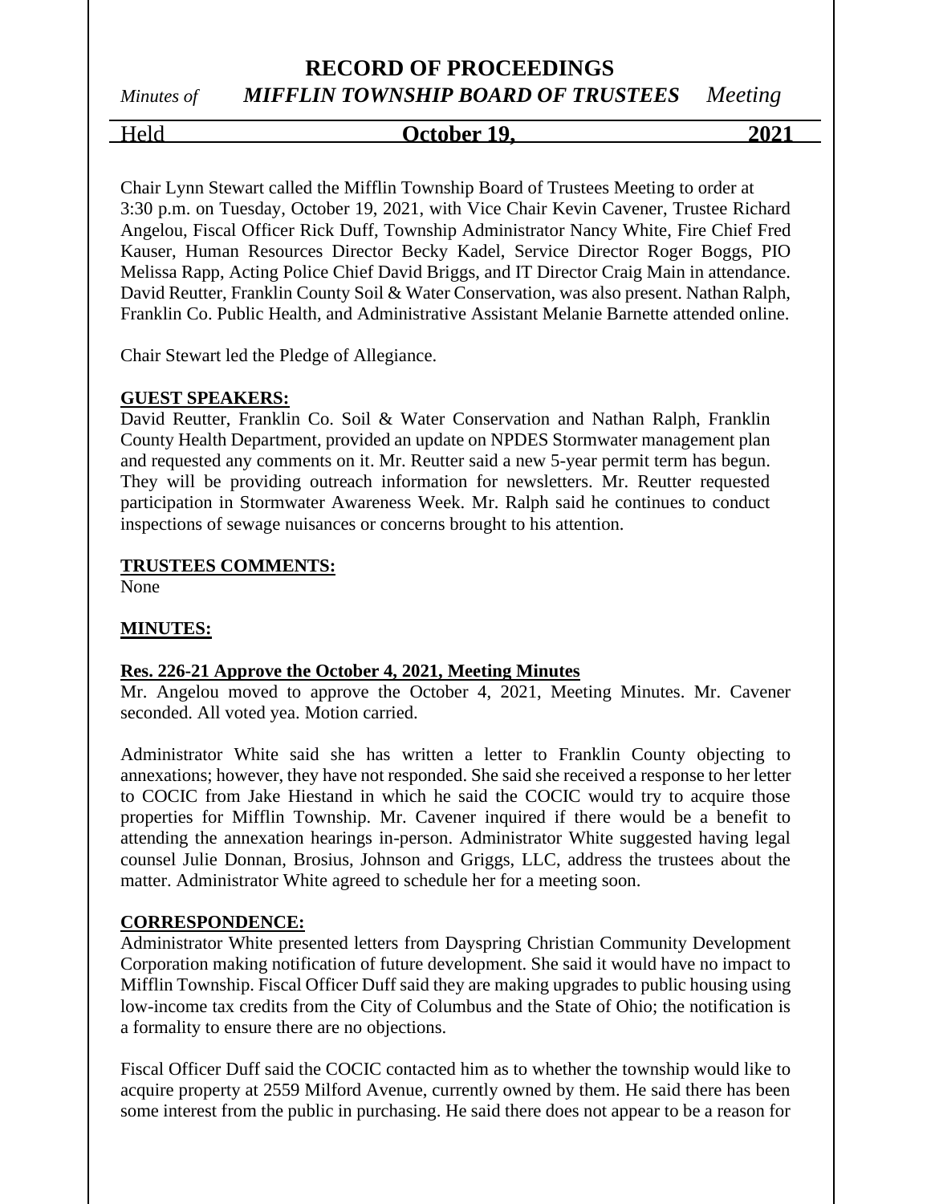# RECORD OF PROCEEDINGS

*Minutes of* ***MIFFLIN TOWNSHIP BOARD OF TRUSTEES*** *Meeting*

Held **October 19, 2021**

Chair Lynn Stewart called the Mifflin Township Board of Trustees Meeting to order at 3:30 p.m. on Tuesday, October 19, 2021, with Vice Chair Kevin Cavener, Trustee Richard Angelou, Fiscal Officer Rick Duff, Township Administrator Nancy White, Fire Chief Fred Kauser, Human Resources Director Becky Kadel, Service Director Roger Boggs, PIO Melissa Rapp, Acting Police Chief David Briggs, and IT Director Craig Main in attendance. David Reutter, Franklin County Soil & Water Conservation, was also present. Nathan Ralph, Franklin Co. Public Health, and Administrative Assistant Melanie Barnette attended online.

Chair Stewart led the Pledge of Allegiance.

**GUEST SPEAKERS:**

David Reutter, Franklin Co. Soil & Water Conservation and Nathan Ralph, Franklin County Health Department, provided an update on NPDES Stormwater management plan and requested any comments on it. Mr. Reutter said a new 5-year permit term has begun. They will be providing outreach information for newsletters. Mr. Reutter requested participation in Stormwater Awareness Week. Mr. Ralph said he continues to conduct inspections of sewage nuisances or concerns brought to his attention.

**TRUSTEES COMMENTS:**

None

**MINUTES:**

**Res. 226-21 Approve the October 4, 2021, Meeting Minutes**

Mr. Angelou moved to approve the October 4, 2021, Meeting Minutes. Mr. Cavener seconded. All voted yea. Motion carried.

Administrator White said she has written a letter to Franklin County objecting to annexations; however, they have not responded. She said she received a response to her letter to COCIC from Jake Hiestand in which he said the COCIC would try to acquire those properties for Mifflin Township. Mr. Cavener inquired if there would be a benefit to attending the annexation hearings in-person. Administrator White suggested having legal counsel Julie Donnan, Brosius, Johnson and Griggs, LLC, address the trustees about the matter. Administrator White agreed to schedule her for a meeting soon.

**CORRESPONDENCE:**

Administrator White presented letters from Dayspring Christian Community Development Corporation making notification of future development. She said it would have no impact to Mifflin Township. Fiscal Officer Duff said they are making upgrades to public housing using low-income tax credits from the City of Columbus and the State of Ohio; the notification is a formality to ensure there are no objections.

Fiscal Officer Duff said the COCIC contacted him as to whether the township would like to acquire property at 2559 Milford Avenue, currently owned by them. He said there has been some interest from the public in purchasing. He said there does not appear to be a reason for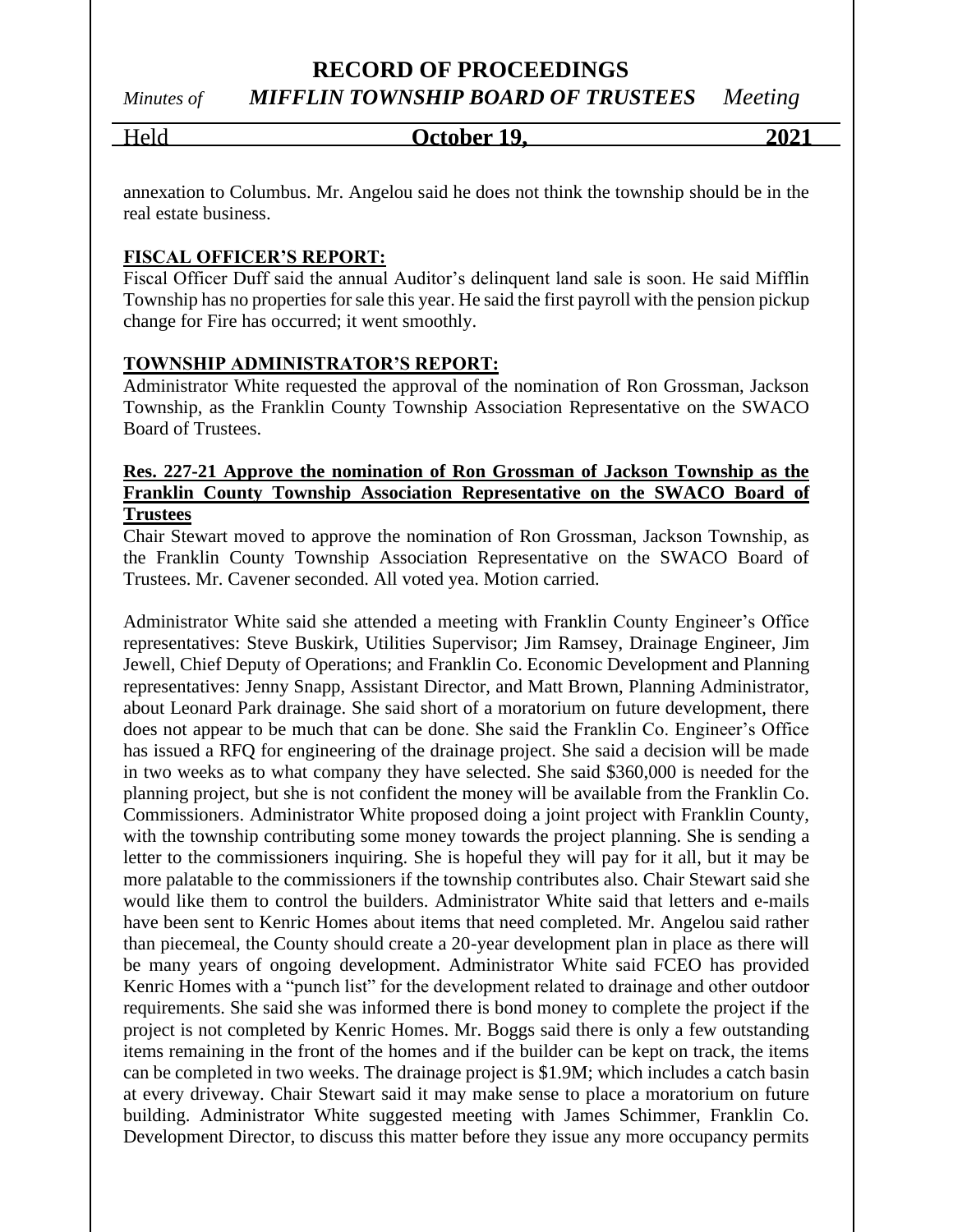annexation to Columbus. Mr. Angelou said he does not think the township should be in the real estate business.

**FISCAL OFFICER'S REPORT:**

Fiscal Officer Duff said the annual Auditor's delinquent land sale is soon. He said Mifflin Township has no properties for sale this year. He said the first payroll with the pension pickup change for Fire has occurred; it went smoothly.

**TOWNSHIP ADMINISTRATOR'S REPORT:**

Administrator White requested the approval of the nomination of Ron Grossman, Jackson Township, as the Franklin County Township Association Representative on the SWACO Board of Trustees.

**Res. 227-21 Approve the nomination of Ron Grossman of Jackson Township as the Franklin County Township Association Representative on the SWACO Board of Trustees**

Chair Stewart moved to approve the nomination of Ron Grossman, Jackson Township, as the Franklin County Township Association Representative on the SWACO Board of Trustees. Mr. Cavener seconded. All voted yea. Motion carried.

Administrator White said she attended a meeting with Franklin County Engineer's Office representatives: Steve Buskirk, Utilities Supervisor; Jim Ramsey, Drainage Engineer, Jim Jewell, Chief Deputy of Operations; and Franklin Co. Economic Development and Planning representatives: Jenny Snapp, Assistant Director, and Matt Brown, Planning Administrator, about Leonard Park drainage. She said short of a moratorium on future development, there does not appear to be much that can be done. She said the Franklin Co. Engineer's Office has issued a RFQ for engineering of the drainage project. She said a decision will be made in two weeks as to what company they have selected. She said $360,000 is needed for the planning project, but she is not confident the money will be available from the Franklin Co. Commissioners. Administrator White proposed doing a joint project with Franklin County, with the township contributing some money towards the project planning. She is sending a letter to the commissioners inquiring. She is hopeful they will pay for it all, but it may be more palatable to the commissioners if the township contributes also. Chair Stewart said she would like them to control the builders. Administrator White said that letters and e-mails have been sent to Kenric Homes about items that need completed. Mr. Angelou said rather than piecemeal, the County should create a 20-year development plan in place as there will be many years of ongoing development. Administrator White said FCEO has provided Kenric Homes with a "punch list" for the development related to drainage and other outdoor requirements. She said she was informed there is bond money to complete the project if the project is not completed by Kenric Homes. Mr. Boggs said there is only a few outstanding items remaining in the front of the homes and if the builder can be kept on track, the items can be completed in two weeks. The drainage project is $1.9M; which includes a catch basin at every driveway. Chair Stewart said it may make sense to place a moratorium on future building. Administrator White suggested meeting with James Schimmer, Franklin Co. Development Director, to discuss this matter before they issue any more occupancy permits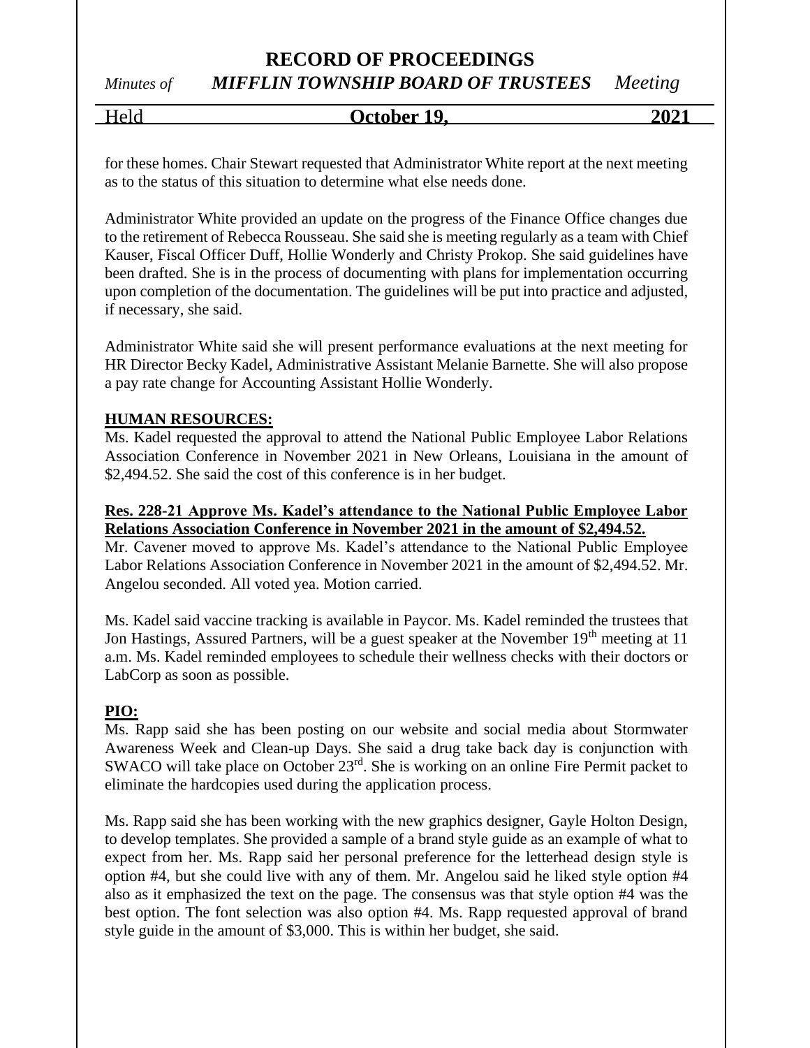for these homes. Chair Stewart requested that Administrator White report at the next meeting as to the status of this situation to determine what else needs done.

Administrator White provided an update on the progress of the Finance Office changes due to the retirement of Rebecca Rousseau. She said she is meeting regularly as a team with Chief Kauser, Fiscal Officer Duff, Hollie Wonderly and Christy Prokop. She said guidelines have been drafted. She is in the process of documenting with plans for implementation occurring upon completion of the documentation. The guidelines will be put into practice and adjusted, if necessary, she said.

Administrator White said she will present performance evaluations at the next meeting for HR Director Becky Kadel, Administrative Assistant Melanie Barnette. She will also propose a pay rate change for Accounting Assistant Hollie Wonderly.

**HUMAN RESOURCES:**

Ms. Kadel requested the approval to attend the National Public Employee Labor Relations Association Conference in November 2021 in New Orleans, Louisiana in the amount of $2,494.52. She said the cost of this conference is in her budget.

**Res. 228-21 Approve Ms. Kadel's attendance to the National Public Employee Labor Relations Association Conference in November 2021 in the amount of $2,494.52.**

Mr. Cavener moved to approve Ms. Kadel's attendance to the National Public Employee Labor Relations Association Conference in November 2021 in the amount of $2,494.52. Mr. Angelou seconded. All voted yea. Motion carried.

Ms. Kadel said vaccine tracking is available in Paycor. Ms. Kadel reminded the trustees that Jon Hastings, Assured Partners, will be a guest speaker at the November 19th meeting at 11 a.m. Ms. Kadel reminded employees to schedule their wellness checks with their doctors or LabCorp as soon as possible.

**PIO:**

Ms. Rapp said she has been posting on our website and social media about Stormwater Awareness Week and Clean-up Days. She said a drug take back day is conjunction with SWACO will take place on October 23rd. She is working on an online Fire Permit packet to eliminate the hardcopies used during the application process.

Ms. Rapp said she has been working with the new graphics designer, Gayle Holton Design, to develop templates. She provided a sample of a brand style guide as an example of what to expect from her. Ms. Rapp said her personal preference for the letterhead design style is option #4, but she could live with any of them. Mr. Angelou said he liked style option #4 also as it emphasized the text on the page. The consensus was that style option #4 was the best option. The font selection was also option #4. Ms. Rapp requested approval of brand style guide in the amount of $3,000. This is within her budget, she said.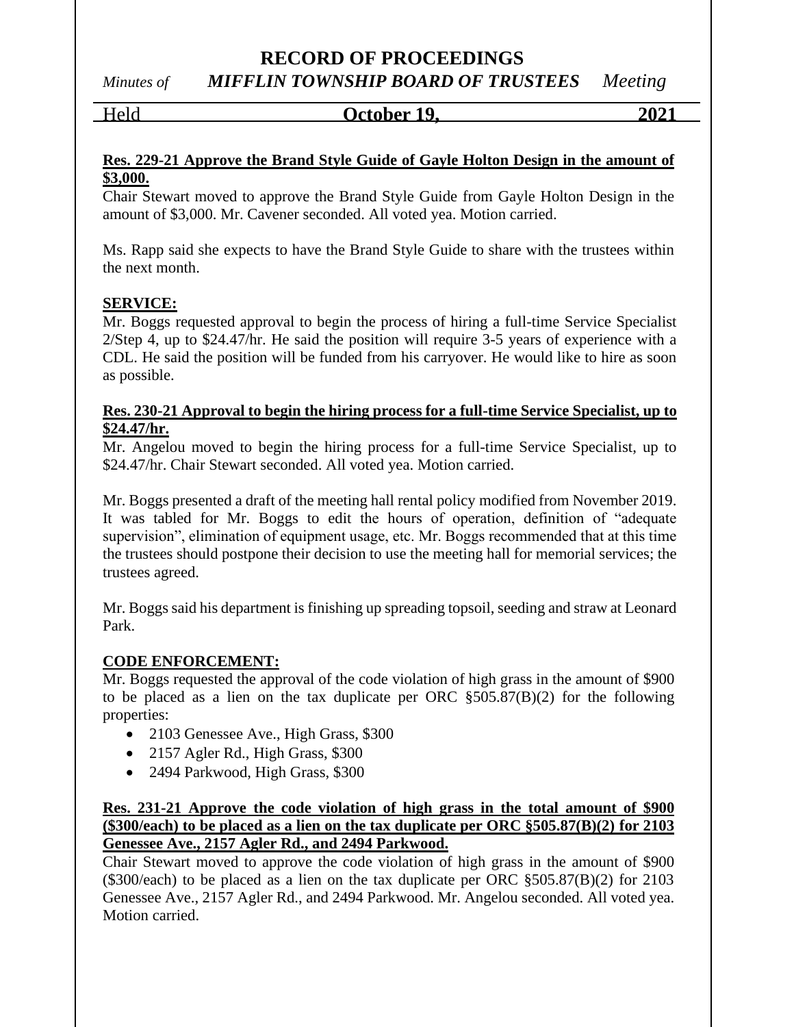**Res. 229-21 Approve the Brand Style Guide of Gayle Holton Design in the amount of $3,000.**

Chair Stewart moved to approve the Brand Style Guide from Gayle Holton Design in the amount of $3,000. Mr. Cavener seconded. All voted yea. Motion carried.

Ms. Rapp said she expects to have the Brand Style Guide to share with the trustees within the next month.

**SERVICE:**

Mr. Boggs requested approval to begin the process of hiring a full-time Service Specialist 2/Step 4, up to $24.47/hr. He said the position will require 3-5 years of experience with a CDL. He said the position will be funded from his carryover. He would like to hire as soon as possible.

**Res. 230-21 Approval to begin the hiring process for a full-time Service Specialist, up to $24.47/hr.**

Mr. Angelou moved to begin the hiring process for a full-time Service Specialist, up to $24.47/hr. Chair Stewart seconded. All voted yea. Motion carried.

Mr. Boggs presented a draft of the meeting hall rental policy modified from November 2019. It was tabled for Mr. Boggs to edit the hours of operation, definition of "adequate supervision", elimination of equipment usage, etc. Mr. Boggs recommended that at this time the trustees should postpone their decision to use the meeting hall for memorial services; the trustees agreed.

Mr. Boggs said his department is finishing up spreading topsoil, seeding and straw at Leonard Park.

**CODE ENFORCEMENT:**

Mr. Boggs requested the approval of the code violation of high grass in the amount of $900 to be placed as a lien on the tax duplicate per ORC §505.87(B)(2) for the following properties:

- 2103 Genessee Ave., High Grass, $300
- 2157 Agler Rd., High Grass, $300
- 2494 Parkwood, High Grass, $300

**Res. 231-21 Approve the code violation of high grass in the total amount of $900 ($300/each) to be placed as a lien on the tax duplicate per ORC §505.87(B)(2) for 2103 Genessee Ave., 2157 Agler Rd., and 2494 Parkwood.**

Chair Stewart moved to approve the code violation of high grass in the amount of $900 ($300/each) to be placed as a lien on the tax duplicate per ORC §505.87(B)(2) for 2103 Genessee Ave., 2157 Agler Rd., and 2494 Parkwood. Mr. Angelou seconded. All voted yea. Motion carried.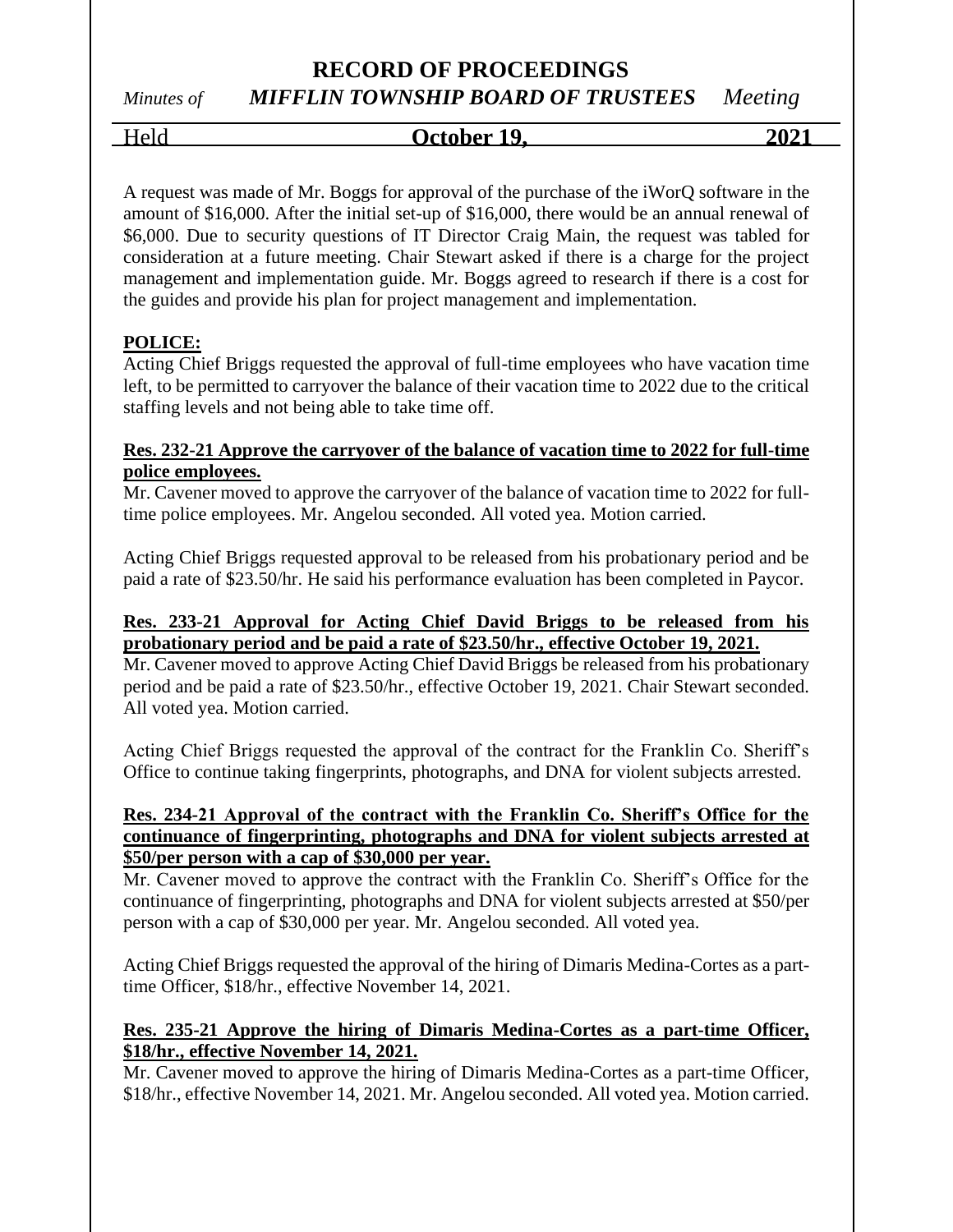A request was made of Mr. Boggs for approval of the purchase of the iWorQ software in the amount of $16,000. After the initial set-up of $16,000, there would be an annual renewal of $6,000. Due to security questions of IT Director Craig Main, the request was tabled for consideration at a future meeting. Chair Stewart asked if there is a charge for the project management and implementation guide. Mr. Boggs agreed to research if there is a cost for the guides and provide his plan for project management and implementation.

**POLICE:**

Acting Chief Briggs requested the approval of full-time employees who have vacation time left, to be permitted to carryover the balance of their vacation time to 2022 due to the critical staffing levels and not being able to take time off.

**Res. 232-21 Approve the carryover of the balance of vacation time to 2022 for full-time police employees.**

Mr. Cavener moved to approve the carryover of the balance of vacation time to 2022 for full-time police employees. Mr. Angelou seconded. All voted yea. Motion carried.

Acting Chief Briggs requested approval to be released from his probationary period and be paid a rate of $23.50/hr. He said his performance evaluation has been completed in Paycor.

**Res. 233-21 Approval for Acting Chief David Briggs to be released from his probationary period and be paid a rate of $23.50/hr., effective October 19, 2021.**

Mr. Cavener moved to approve Acting Chief David Briggs be released from his probationary period and be paid a rate of $23.50/hr., effective October 19, 2021. Chair Stewart seconded. All voted yea. Motion carried.

Acting Chief Briggs requested the approval of the contract for the Franklin Co. Sheriff's Office to continue taking fingerprints, photographs, and DNA for violent subjects arrested.

**Res. 234-21 Approval of the contract with the Franklin Co. Sheriff's Office for the continuance of fingerprinting, photographs and DNA for violent subjects arrested at $50/per person with a cap of $30,000 per year.**

Mr. Cavener moved to approve the contract with the Franklin Co. Sheriff's Office for the continuance of fingerprinting, photographs and DNA for violent subjects arrested at $50/per person with a cap of $30,000 per year. Mr. Angelou seconded. All voted yea.

Acting Chief Briggs requested the approval of the hiring of Dimaris Medina-Cortes as a part-time Officer, $18/hr., effective November 14, 2021.

**Res. 235-21 Approve the hiring of Dimaris Medina-Cortes as a part-time Officer, $18/hr., effective November 14, 2021.**

Mr. Cavener moved to approve the hiring of Dimaris Medina-Cortes as a part-time Officer, $18/hr., effective November 14, 2021. Mr. Angelou seconded. All voted yea. Motion carried.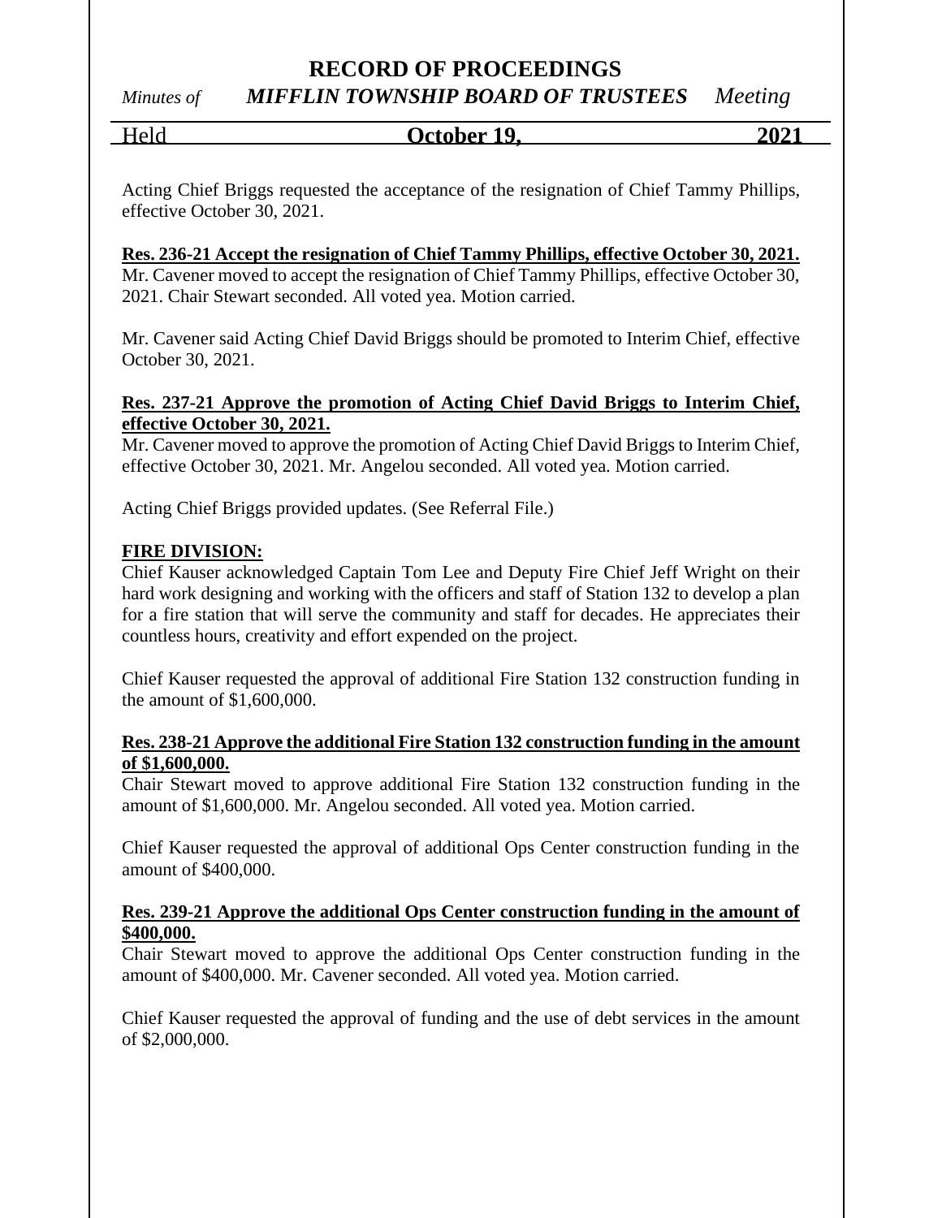Acting Chief Briggs requested the acceptance of the resignation of Chief Tammy Phillips, effective October 30, 2021.

**Res. 236-21 Accept the resignation of Chief Tammy Phillips, effective October 30, 2021.**
Mr. Cavener moved to accept the resignation of Chief Tammy Phillips, effective October 30, 2021. Chair Stewart seconded. All voted yea. Motion carried.

Mr. Cavener said Acting Chief David Briggs should be promoted to Interim Chief, effective October 30, 2021.

**Res. 237-21 Approve the promotion of Acting Chief David Briggs to Interim Chief, effective October 30, 2021.**
Mr. Cavener moved to approve the promotion of Acting Chief David Briggs to Interim Chief, effective October 30, 2021. Mr. Angelou seconded. All voted yea. Motion carried.

Acting Chief Briggs provided updates. (See Referral File.)

**FIRE DIVISION:**
Chief Kauser acknowledged Captain Tom Lee and Deputy Fire Chief Jeff Wright on their hard work designing and working with the officers and staff of Station 132 to develop a plan for a fire station that will serve the community and staff for decades. He appreciates their countless hours, creativity and effort expended on the project.

Chief Kauser requested the approval of additional Fire Station 132 construction funding in the amount of $1,600,000.

**Res. 238-21 Approve the additional Fire Station 132 construction funding in the amount of $1,600,000.**
Chair Stewart moved to approve additional Fire Station 132 construction funding in the amount of $1,600,000. Mr. Angelou seconded. All voted yea. Motion carried.

Chief Kauser requested the approval of additional Ops Center construction funding in the amount of $400,000.

**Res. 239-21 Approve the additional Ops Center construction funding in the amount of $400,000.**
Chair Stewart moved to approve the additional Ops Center construction funding in the amount of $400,000. Mr. Cavener seconded. All voted yea. Motion carried.

Chief Kauser requested the approval of funding and the use of debt services in the amount of $2,000,000.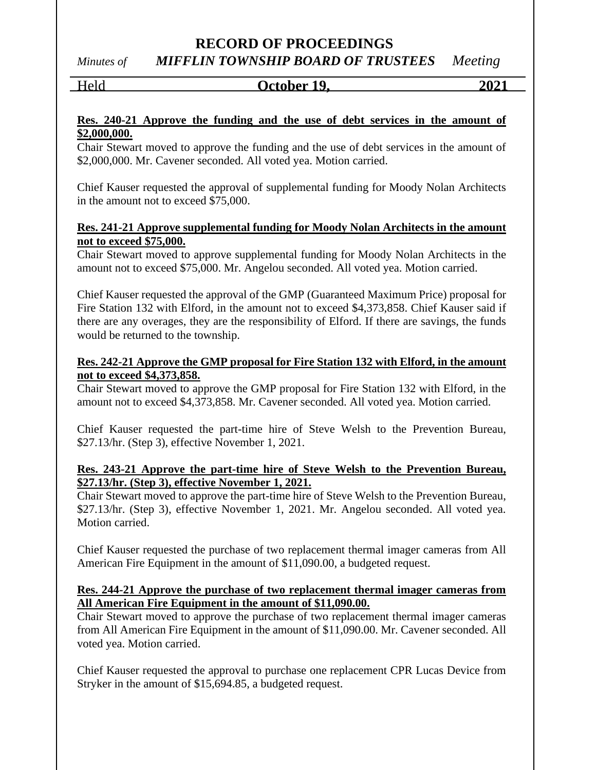**Res. 240-21 Approve the funding and the use of debt services in the amount of $2,000,000.**

Chair Stewart moved to approve the funding and the use of debt services in the amount of $2,000,000. Mr. Cavener seconded. All voted yea. Motion carried.

Chief Kauser requested the approval of supplemental funding for Moody Nolan Architects in the amount not to exceed $75,000.

**Res. 241-21 Approve supplemental funding for Moody Nolan Architects in the amount not to exceed $75,000.**

Chair Stewart moved to approve supplemental funding for Moody Nolan Architects in the amount not to exceed $75,000. Mr. Angelou seconded. All voted yea. Motion carried.

Chief Kauser requested the approval of the GMP (Guaranteed Maximum Price) proposal for Fire Station 132 with Elford, in the amount not to exceed $4,373,858. Chief Kauser said if there are any overages, they are the responsibility of Elford. If there are savings, the funds would be returned to the township.

**Res. 242-21 Approve the GMP proposal for Fire Station 132 with Elford, in the amount not to exceed $4,373,858.**

Chair Stewart moved to approve the GMP proposal for Fire Station 132 with Elford, in the amount not to exceed $4,373,858. Mr. Cavener seconded. All voted yea. Motion carried.

Chief Kauser requested the part-time hire of Steve Welsh to the Prevention Bureau, $27.13/hr. (Step 3), effective November 1, 2021.

**Res. 243-21 Approve the part-time hire of Steve Welsh to the Prevention Bureau, $27.13/hr. (Step 3), effective November 1, 2021.**

Chair Stewart moved to approve the part-time hire of Steve Welsh to the Prevention Bureau, $27.13/hr. (Step 3), effective November 1, 2021. Mr. Angelou seconded. All voted yea. Motion carried.

Chief Kauser requested the purchase of two replacement thermal imager cameras from All American Fire Equipment in the amount of $11,090.00, a budgeted request.

**Res. 244-21 Approve the purchase of two replacement thermal imager cameras from All American Fire Equipment in the amount of $11,090.00.**

Chair Stewart moved to approve the purchase of two replacement thermal imager cameras from All American Fire Equipment in the amount of $11,090.00. Mr. Cavener seconded. All voted yea. Motion carried.

Chief Kauser requested the approval to purchase one replacement CPR Lucas Device from Stryker in the amount of $15,694.85, a budgeted request.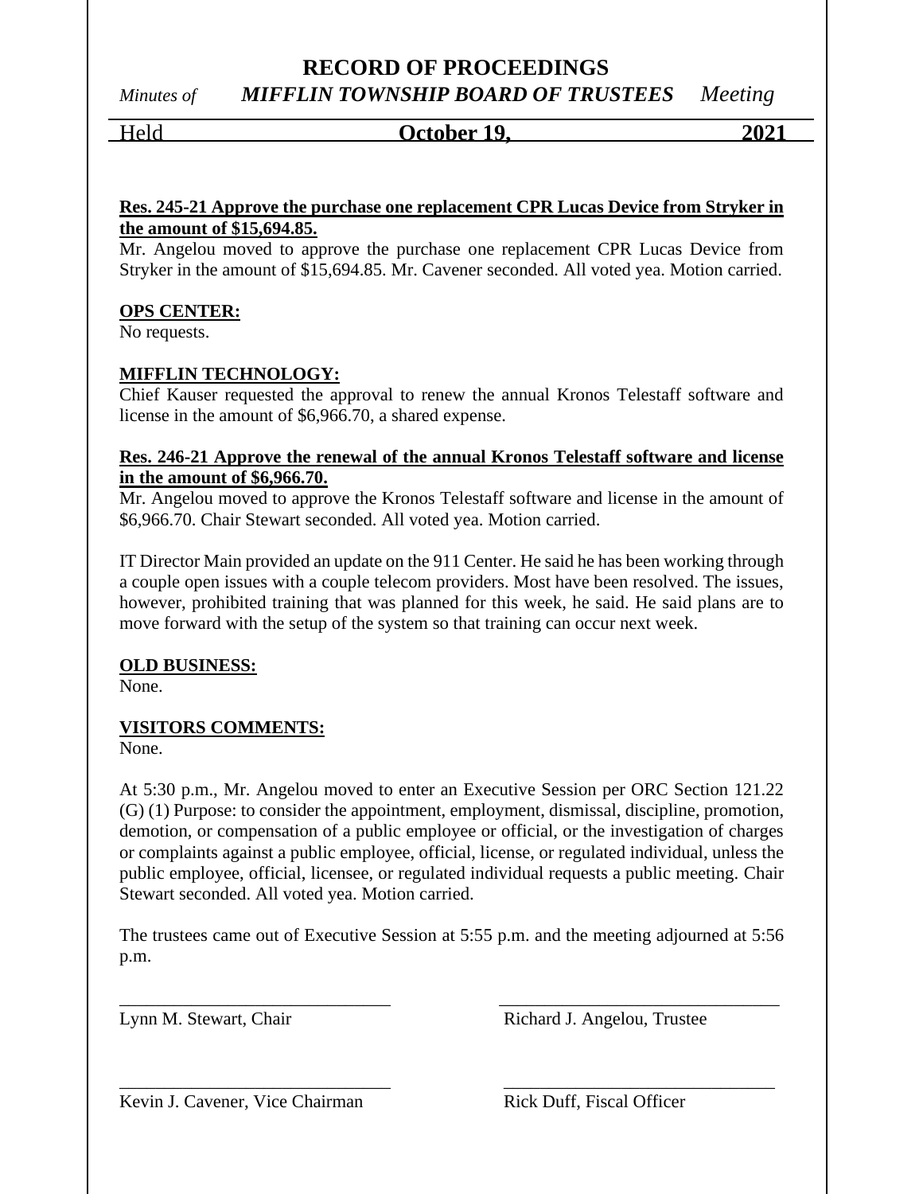**Res. 245-21 Approve the purchase one replacement CPR Lucas Device from Stryker in the amount of $15,694.85.**

Mr. Angelou moved to approve the purchase one replacement CPR Lucas Device from Stryker in the amount of $15,694.85. Mr. Cavener seconded. All voted yea. Motion carried.

**OPS CENTER:**

No requests.

**MIFFLIN TECHNOLOGY:**

Chief Kauser requested the approval to renew the annual Kronos Telestaff software and license in the amount of $6,966.70, a shared expense.

**Res. 246-21 Approve the renewal of the annual Kronos Telestaff software and license in the amount of $6,966.70.**

Mr. Angelou moved to approve the Kronos Telestaff software and license in the amount of $6,966.70. Chair Stewart seconded. All voted yea. Motion carried.

IT Director Main provided an update on the 911 Center. He said he has been working through a couple open issues with a couple telecom providers. Most have been resolved. The issues, however, prohibited training that was planned for this week, he said. He said plans are to move forward with the setup of the system so that training can occur next week.

**OLD BUSINESS:**

None.

**VISITORS COMMENTS:**

None.

At 5:30 p.m., Mr. Angelou moved to enter an Executive Session per ORC Section 121.22 (G) (1) Purpose: to consider the appointment, employment, dismissal, discipline, promotion, demotion, or compensation of a public employee or official, or the investigation of charges or complaints against a public employee, official, license, or regulated individual, unless the public employee, official, licensee, or regulated individual requests a public meeting. Chair Stewart seconded. All voted yea. Motion carried.

The trustees came out of Executive Session at 5:55 p.m. and the meeting adjourned at 5:56 p.m.

| | |
|---|---|
| Lynn M. Stewart, Chair | Richard J. Angelou, Trustee |
| Kevin J. Cavener, Vice Chairman | Rick Duff, Fiscal Officer |